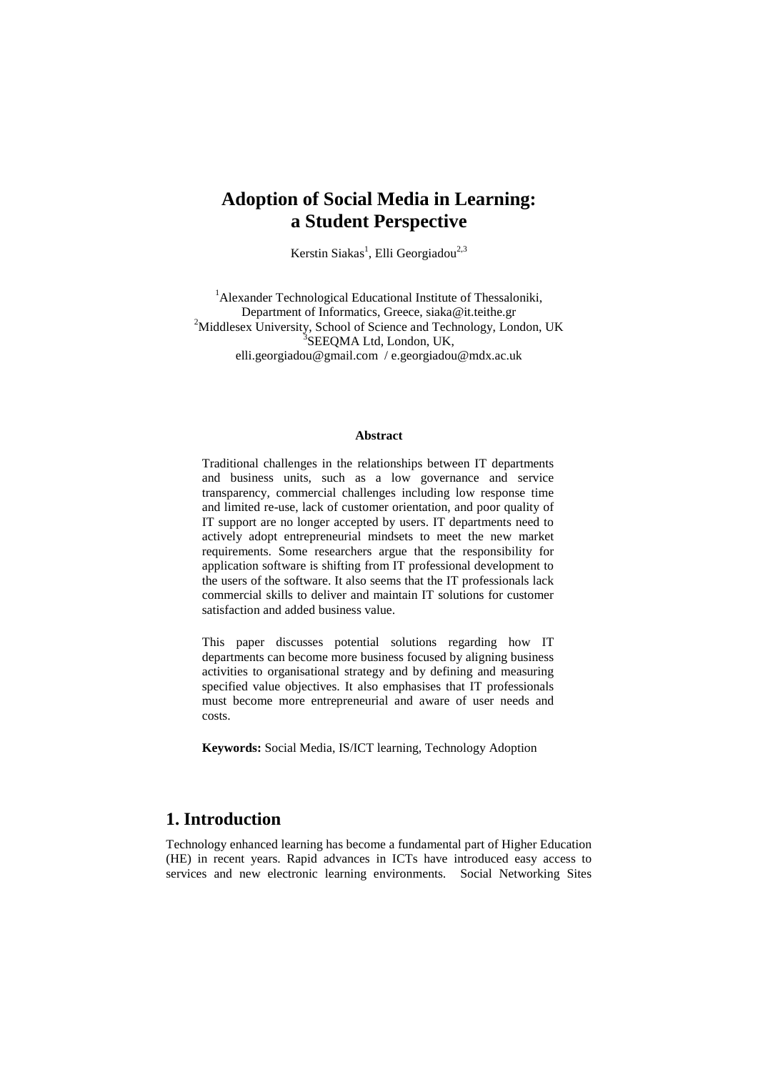# Adoption of Social Media in Learning: a Student Perspective

Kerstin Siakas[1], Elli Georgiadou[2,3]

[1]Alexander Technological Educational Institute of Thessaloniki, Department of Informatics, Greece, siaka@it.teithe.gr
[2]Middlesex University, School of Science and Technology, London, UK
[3]SEEQMA Ltd, London, UK,
elli.georgiadou@gmail.com / e.georgiadou@mdx.ac.uk

**Abstract**

Traditional challenges in the relationships between IT departments and business units, such as a low governance and service transparency, commercial challenges including low response time and limited re-use, lack of customer orientation, and poor quality of IT support are no longer accepted by users. IT departments need to actively adopt entrepreneurial mindsets to meet the new market requirements. Some researchers argue that the responsibility for application software is shifting from IT professional development to the users of the software. It also seems that the IT professionals lack commercial skills to deliver and maintain IT solutions for customer satisfaction and added business value.

This paper discusses potential solutions regarding how IT departments can become more business focused by aligning business activities to organisational strategy and by defining and measuring specified value objectives. It also emphasises that IT professionals must become more entrepreneurial and aware of user needs and costs.

**Keywords:** Social Media, IS/ICT learning, Technology Adoption

## 1. Introduction

Technology enhanced learning has become a fundamental part of Higher Education (HE) in recent years. Rapid advances in ICTs have introduced easy access to services and new electronic learning environments. Social Networking Sites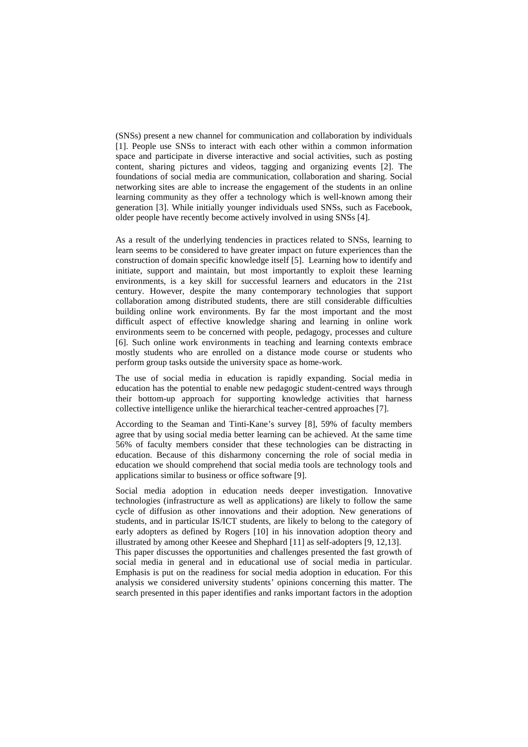(SNSs) present a new channel for communication and collaboration by individuals [1]. People use SNSs to interact with each other within a common information space and participate in diverse interactive and social activities, such as posting content, sharing pictures and videos, tagging and organizing events [2]. The foundations of social media are communication, collaboration and sharing. Social networking sites are able to increase the engagement of the students in an online learning community as they offer a technology which is well-known among their generation [3]. While initially younger individuals used SNSs, such as Facebook, older people have recently become actively involved in using SNSs [4].

As a result of the underlying tendencies in practices related to SNSs, learning to learn seems to be considered to have greater impact on future experiences than the construction of domain specific knowledge itself [5]. Learning how to identify and initiate, support and maintain, but most importantly to exploit these learning environments, is a key skill for successful learners and educators in the 21st century. However, despite the many contemporary technologies that support collaboration among distributed students, there are still considerable difficulties building online work environments. By far the most important and the most difficult aspect of effective knowledge sharing and learning in online work environments seem to be concerned with people, pedagogy, processes and culture [6]. Such online work environments in teaching and learning contexts embrace mostly students who are enrolled on a distance mode course or students who perform group tasks outside the university space as home-work.

The use of social media in education is rapidly expanding. Social media in education has the potential to enable new pedagogic student-centred ways through their bottom-up approach for supporting knowledge activities that harness collective intelligence unlike the hierarchical teacher-centred approaches [7].

According to the Seaman and Tinti-Kane's survey [8], 59% of faculty members agree that by using social media better learning can be achieved. At the same time 56% of faculty members consider that these technologies can be distracting in education. Because of this disharmony concerning the role of social media in education we should comprehend that social media tools are technology tools and applications similar to business or office software [9].

Social media adoption in education needs deeper investigation. Innovative technologies (infrastructure as well as applications) are likely to follow the same cycle of diffusion as other innovations and their adoption. New generations of students, and in particular IS/ICT students, are likely to belong to the category of early adopters as defined by Rogers [10] in his innovation adoption theory and illustrated by among other Keesee and Shephard [11] as self-adopters [9, 12,13].
This paper discusses the opportunities and challenges presented the fast growth of social media in general and in educational use of social media in particular. Emphasis is put on the readiness for social media adoption in education. For this analysis we considered university students' opinions concerning this matter. The search presented in this paper identifies and ranks important factors in the adoption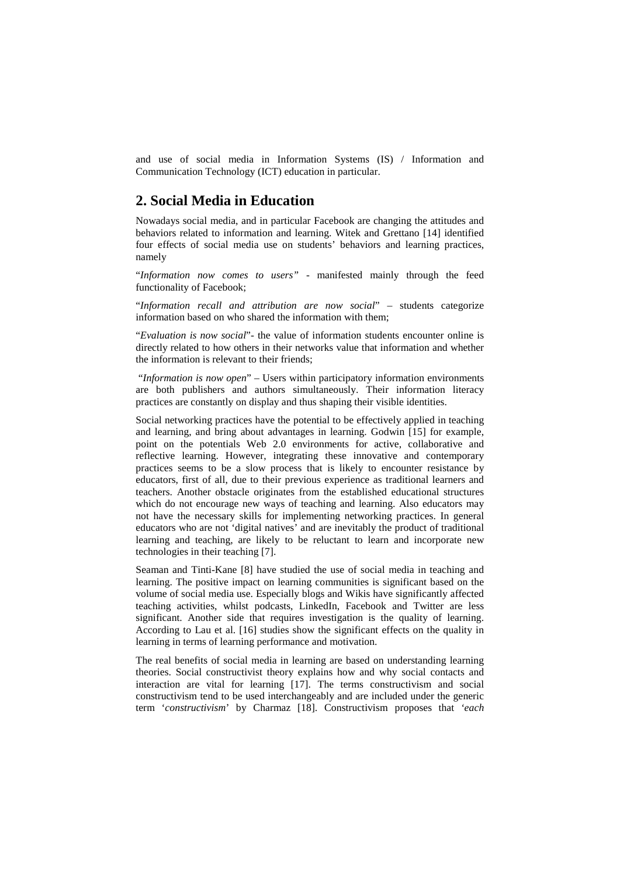and use of social media in Information Systems (IS) / Information and Communication Technology (ICT) education in particular.

## 2. Social Media in Education

Nowadays social media, and in particular Facebook are changing the attitudes and behaviors related to information and learning. Witek and Grettano [14] identified four effects of social media use on students' behaviors and learning practices, namely

"*Information now comes to users"* - manifested mainly through the feed functionality of Facebook;

"*Information recall and attribution are now social*" – students categorize information based on who shared the information with them;

"*Evaluation is now social*"- the value of information students encounter online is directly related to how others in their networks value that information and whether the information is relevant to their friends;

"*Information is now open*" – Users within participatory information environments are both publishers and authors simultaneously. Their information literacy practices are constantly on display and thus shaping their visible identities.

Social networking practices have the potential to be effectively applied in teaching and learning, and bring about advantages in learning. Godwin [15] for example, point on the potentials Web 2.0 environments for active, collaborative and reflective learning. However, integrating these innovative and contemporary practices seems to be a slow process that is likely to encounter resistance by educators, first of all, due to their previous experience as traditional learners and teachers. Another obstacle originates from the established educational structures which do not encourage new ways of teaching and learning. Also educators may not have the necessary skills for implementing networking practices. In general educators who are not 'digital natives' and are inevitably the product of traditional learning and teaching, are likely to be reluctant to learn and incorporate new technologies in their teaching [7].

Seaman and Tinti-Kane [8] have studied the use of social media in teaching and learning. The positive impact on learning communities is significant based on the volume of social media use. Especially blogs and Wikis have significantly affected teaching activities, whilst podcasts, LinkedIn, Facebook and Twitter are less significant. Another side that requires investigation is the quality of learning. According to Lau et al. [16] studies show the significant effects on the quality in learning in terms of learning performance and motivation.

The real benefits of social media in learning are based on understanding learning theories. Social constructivist theory explains how and why social contacts and interaction are vital for learning [17]. The terms constructivism and social constructivism tend to be used interchangeably and are included under the generic term '*constructivism*' by Charmaz [18]. Constructivism proposes that *'each*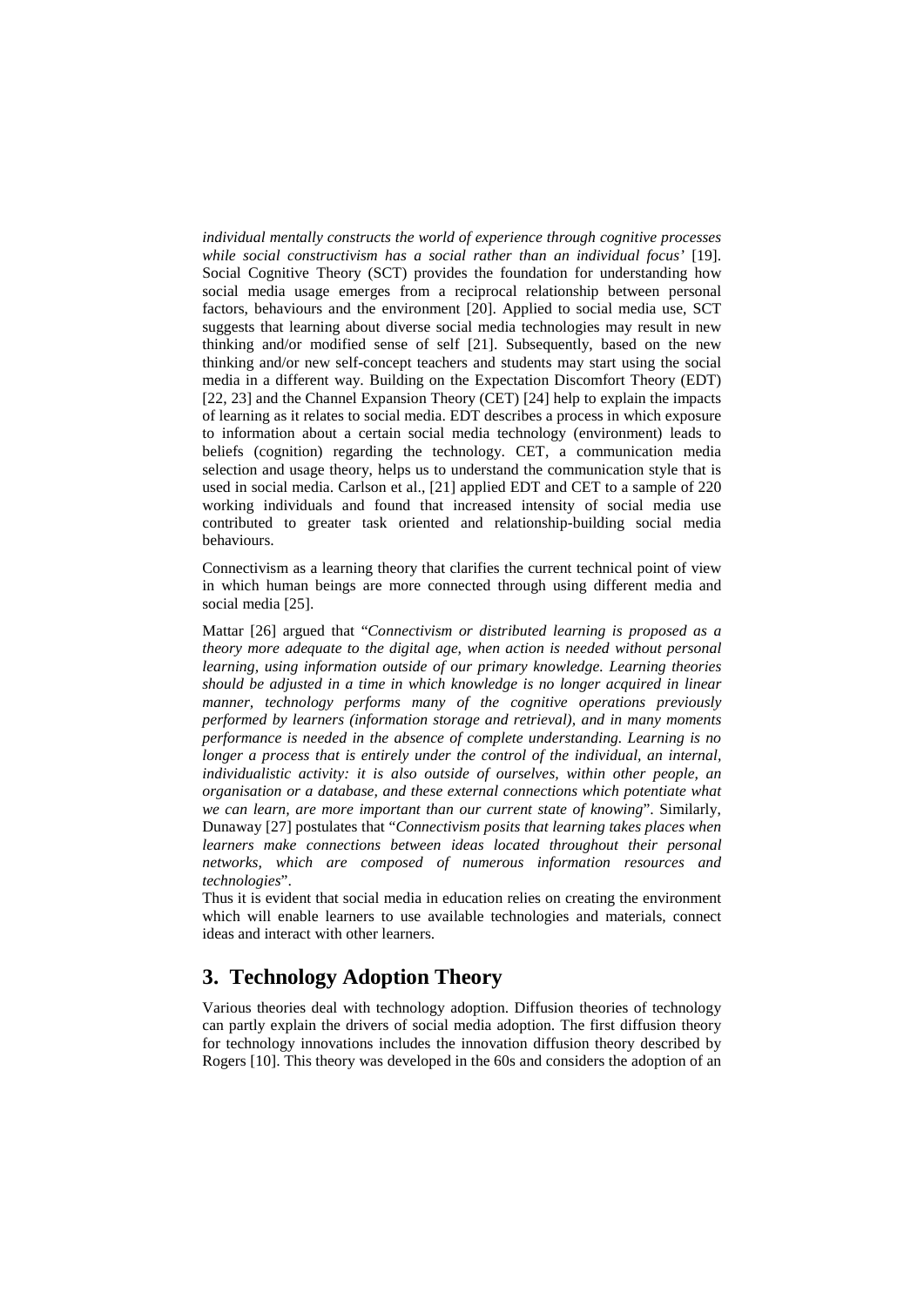*individual mentally constructs the world of experience through cognitive processes while social constructivism has a social rather than an individual focus'* [19]. Social Cognitive Theory (SCT) provides the foundation for understanding how social media usage emerges from a reciprocal relationship between personal factors, behaviours and the environment [20]. Applied to social media use, SCT suggests that learning about diverse social media technologies may result in new thinking and/or modified sense of self [21]. Subsequently, based on the new thinking and/or new self-concept teachers and students may start using the social media in a different way. Building on the Expectation Discomfort Theory (EDT) [22, 23] and the Channel Expansion Theory (CET) [24] help to explain the impacts of learning as it relates to social media. EDT describes a process in which exposure to information about a certain social media technology (environment) leads to beliefs (cognition) regarding the technology. CET, a communication media selection and usage theory, helps us to understand the communication style that is used in social media. Carlson et al., [21] applied EDT and CET to a sample of 220 working individuals and found that increased intensity of social media use contributed to greater task oriented and relationship-building social media behaviours.

Connectivism as a learning theory that clarifies the current technical point of view in which human beings are more connected through using different media and social media [25].

Mattar [26] argued that "*Connectivism or distributed learning is proposed as a theory more adequate to the digital age, when action is needed without personal learning, using information outside of our primary knowledge. Learning theories should be adjusted in a time in which knowledge is no longer acquired in linear manner, technology performs many of the cognitive operations previously performed by learners (information storage and retrieval), and in many moments performance is needed in the absence of complete understanding. Learning is no longer a process that is entirely under the control of the individual, an internal, individualistic activity: it is also outside of ourselves, within other people, an organisation or a database, and these external connections which potentiate what we can learn, are more important than our current state of knowing*". Similarly, Dunaway [27] postulates that "*Connectivism posits that learning takes places when learners make connections between ideas located throughout their personal networks, which are composed of numerous information resources and technologies*".

Thus it is evident that social media in education relies on creating the environment which will enable learners to use available technologies and materials, connect ideas and interact with other learners.

## 3. Technology Adoption Theory

Various theories deal with technology adoption. Diffusion theories of technology can partly explain the drivers of social media adoption. The first diffusion theory for technology innovations includes the innovation diffusion theory described by Rogers [10]. This theory was developed in the 60s and considers the adoption of an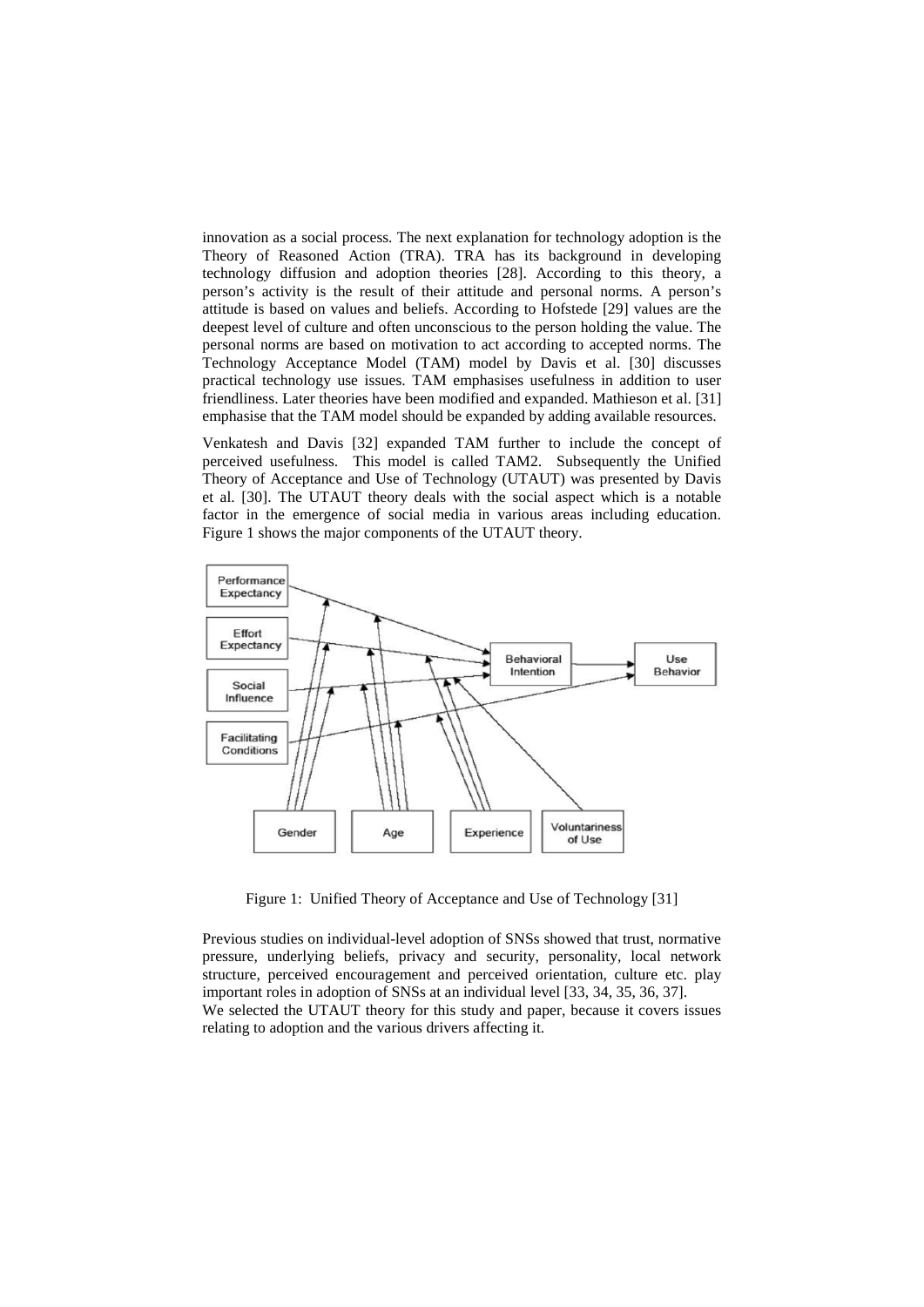innovation as a social process. The next explanation for technology adoption is the Theory of Reasoned Action (TRA). TRA has its background in developing technology diffusion and adoption theories [28]. According to this theory, a person's activity is the result of their attitude and personal norms. A person's attitude is based on values and beliefs. According to Hofstede [29] values are the deepest level of culture and often unconscious to the person holding the value. The personal norms are based on motivation to act according to accepted norms. The Technology Acceptance Model (TAM) model by Davis et al. [30] discusses practical technology use issues. TAM emphasises usefulness in addition to user friendliness. Later theories have been modified and expanded. Mathieson et al. [31] emphasise that the TAM model should be expanded by adding available resources.

Venkatesh and Davis [32] expanded TAM further to include the concept of perceived usefulness. This model is called TAM2. Subsequently the Unified Theory of Acceptance and Use of Technology (UTAUT) was presented by Davis et al. [30]. The UTAUT theory deals with the social aspect which is a notable factor in the emergence of social media in various areas including education. Figure 1 shows the major components of the UTAUT theory.

Figure 1: Unified Theory of Acceptance and Use of Technology [31]

Previous studies on individual-level adoption of SNSs showed that trust, normative pressure, underlying beliefs, privacy and security, personality, local network structure, perceived encouragement and perceived orientation, culture etc. play important roles in adoption of SNSs at an individual level [33, 34, 35, 36, 37].

We selected the UTAUT theory for this study and paper, because it covers issues relating to adoption and the various drivers affecting it.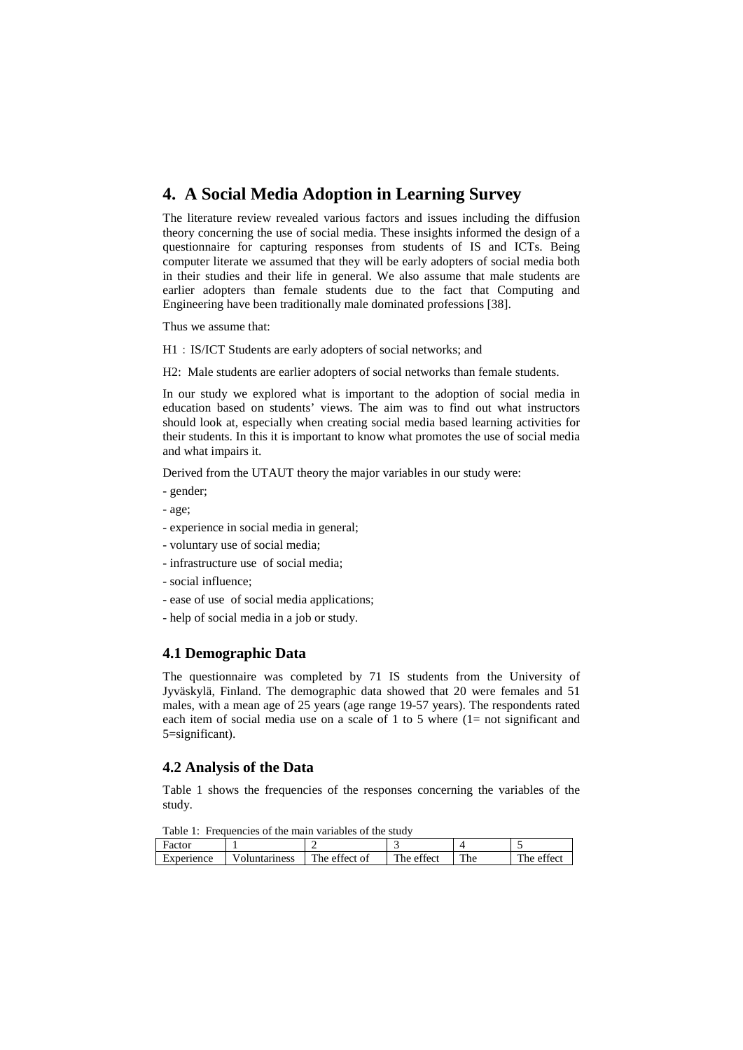## 4. A Social Media Adoption in Learning Survey

The literature review revealed various factors and issues including the diffusion theory concerning the use of social media. These insights informed the design of a questionnaire for capturing responses from students of IS and ICTs. Being computer literate we assumed that they will be early adopters of social media both in their studies and their life in general. We also assume that male students are earlier adopters than female students due to the fact that Computing and Engineering have been traditionally male dominated professions [38].

Thus we assume that:

H1 : IS/ICT Students are early adopters of social networks; and

H2: Male students are earlier adopters of social networks than female students.

In our study we explored what is important to the adoption of social media in education based on students' views. The aim was to find out what instructors should look at, especially when creating social media based learning activities for their students. In this it is important to know what promotes the use of social media and what impairs it.

Derived from the UTAUT theory the major variables in our study were:

- gender;
- age;
- experience in social media in general;
- voluntary use of social media;
- infrastructure use of social media;
- social influence;
- ease of use of social media applications;
- help of social media in a job or study.

### 4.1 Demographic Data

The questionnaire was completed by 71 IS students from the University of Jyväskylä, Finland. The demographic data showed that 20 were females and 51 males, with a mean age of 25 years (age range 19-57 years). The respondents rated each item of social media use on a scale of 1 to 5 where (1= not significant and 5=significant).

### 4.2 Analysis of the Data

Table 1 shows the frequencies of the responses concerning the variables of the study.

Table 1: Frequencies of the main variables of the study

| Factor | 1 | 2 | 3 | 4 | 5 |
|---|---|---|---|---|---|
| Experience | Voluntariness | The effect of | The effect | The | The effect |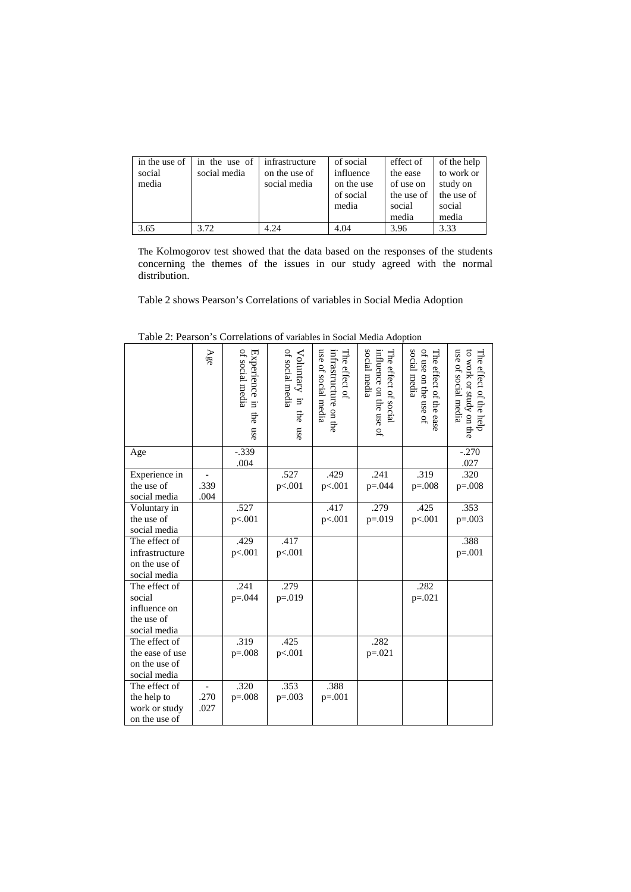| in the use of social media | in the use of social media | infrastructure on the use of social media | of social influence on the use of social media | effect of the ease of use on the use of social media | of the help to work or study on the use of social media |
|---|---|---|---|---|---|
| 3.65 | 3.72 | 4.24 | 4.04 | 3.96 | 3.33 |

The Kolmogorov test showed that the data based on the responses of the students concerning the themes of the issues in our study agreed with the normal distribution.

Table 2 shows Pearson's Correlations of variables in Social Media Adoption

Table 2: Pearson's Correlations of variables in Social Media Adoption

| | Age | Experience in the use of social media | Voluntary in the use of social media | The effect of infrastructure on the use of social media | The effect of social influence on the use of social media | The effect of the ease of use on the use of social media | The effect of the help to work or study on the use of social media |
|---|---|---|---|---|---|---|---|
| Age | | -.339 .004 | | | | | -.270 .027 |
| Experience in the use of social media | -.339 .004 | | .527 p<.001 | .429 p<.001 | .241 p=.044 | .319 p=.008 | .320 p=.008 |
| Voluntary in the use of social media | | .527 p<.001 | | .417 p<.001 | .279 p=.019 | .425 p<.001 | .353 p=.003 |
| The effect of infrastructure on the use of social media | | .429 p<.001 | .417 p<.001 | | | | .388 p=.001 |
| The effect of social influence on the use of social media | | .241 p=.044 | .279 p=.019 | | | .282 p=.021 | |
| The effect of the ease of use on the use of social media | | .319 p=.008 | .425 p<.001 | | .282 p=.021 | | |
| The effect of the help to work or study on the use of | -.270 .027 | .320 p=.008 | .353 p=.003 | .388 p=.001 | | | |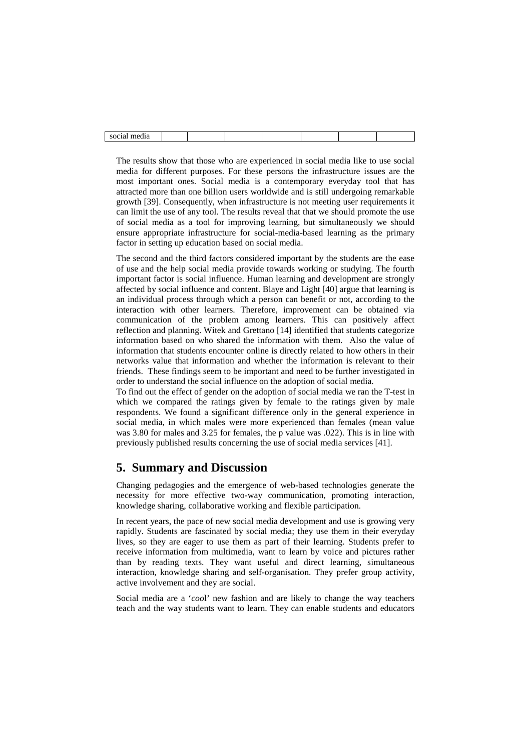| social media | | | | | | | |
|---|---|---|---|---|---|---|---|

The results show that those who are experienced in social media like to use social media for different purposes. For these persons the infrastructure issues are the most important ones. Social media is a contemporary everyday tool that has attracted more than one billion users worldwide and is still undergoing remarkable growth [39]. Consequently, when infrastructure is not meeting user requirements it can limit the use of any tool. The results reveal that that we should promote the use of social media as a tool for improving learning, but simultaneously we should ensure appropriate infrastructure for social-media-based learning as the primary factor in setting up education based on social media.

The second and the third factors considered important by the students are the ease of use and the help social media provide towards working or studying. The fourth important factor is social influence. Human learning and development are strongly affected by social influence and content. Blaye and Light [40] argue that learning is an individual process through which a person can benefit or not, according to the interaction with other learners. Therefore, improvement can be obtained via communication of the problem among learners. This can positively affect reflection and planning. Witek and Grettano [14] identified that students categorize information based on who shared the information with them. Also the value of information that students encounter online is directly related to how others in their networks value that information and whether the information is relevant to their friends. These findings seem to be important and need to be further investigated in order to understand the social influence on the adoption of social media.
To find out the effect of gender on the adoption of social media we ran the T-test in which we compared the ratings given by female to the ratings given by male respondents. We found a significant difference only in the general experience in social media, in which males were more experienced than females (mean value was 3.80 for males and 3.25 for females, the p value was .022). This is in line with previously published results concerning the use of social media services [41].

## 5. Summary and Discussion

Changing pedagogies and the emergence of web-based technologies generate the necessity for more effective two-way communication, promoting interaction, knowledge sharing, collaborative working and flexible participation.

In recent years, the pace of new social media development and use is growing very rapidly. Students are fascinated by social media; they use them in their everyday lives, so they are eager to use them as part of their learning. Students prefer to receive information from multimedia, want to learn by voice and pictures rather than by reading texts. They want useful and direct learning, simultaneous interaction, knowledge sharing and self-organisation. They prefer group activity, active involvement and they are social.

Social media are a '*cool*' new fashion and are likely to change the way teachers teach and the way students want to learn. They can enable students and educators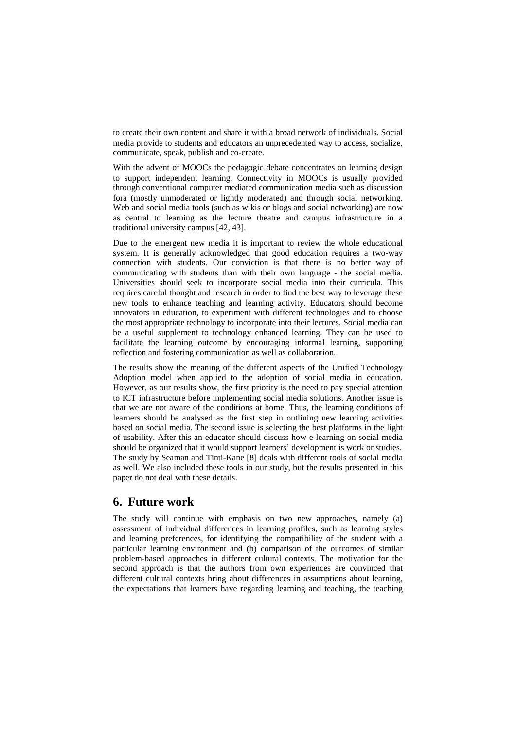to create their own content and share it with a broad network of individuals. Social media provide to students and educators an unprecedented way to access, socialize, communicate, speak, publish and co-create.

With the advent of MOOCs the pedagogic debate concentrates on learning design to support independent learning. Connectivity in MOOCs is usually provided through conventional computer mediated communication media such as discussion fora (mostly unmoderated or lightly moderated) and through social networking. Web and social media tools (such as wikis or blogs and social networking) are now as central to learning as the lecture theatre and campus infrastructure in a traditional university campus [42, 43].

Due to the emergent new media it is important to review the whole educational system. It is generally acknowledged that good education requires a two-way connection with students. Our conviction is that there is no better way of communicating with students than with their own language - the social media. Universities should seek to incorporate social media into their curricula. This requires careful thought and research in order to find the best way to leverage these new tools to enhance teaching and learning activity. Educators should become innovators in education, to experiment with different technologies and to choose the most appropriate technology to incorporate into their lectures. Social media can be a useful supplement to technology enhanced learning. They can be used to facilitate the learning outcome by encouraging informal learning, supporting reflection and fostering communication as well as collaboration.

The results show the meaning of the different aspects of the Unified Technology Adoption model when applied to the adoption of social media in education. However, as our results show, the first priority is the need to pay special attention to ICT infrastructure before implementing social media solutions. Another issue is that we are not aware of the conditions at home. Thus, the learning conditions of learners should be analysed as the first step in outlining new learning activities based on social media. The second issue is selecting the best platforms in the light of usability. After this an educator should discuss how e-learning on social media should be organized that it would support learners' development is work or studies. The study by Seaman and Tinti-Kane [8] deals with different tools of social media as well. We also included these tools in our study, but the results presented in this paper do not deal with these details.

## 6. Future work

The study will continue with emphasis on two new approaches, namely (a) assessment of individual differences in learning profiles, such as learning styles and learning preferences, for identifying the compatibility of the student with a particular learning environment and (b) comparison of the outcomes of similar problem-based approaches in different cultural contexts. The motivation for the second approach is that the authors from own experiences are convinced that different cultural contexts bring about differences in assumptions about learning, the expectations that learners have regarding learning and teaching, the teaching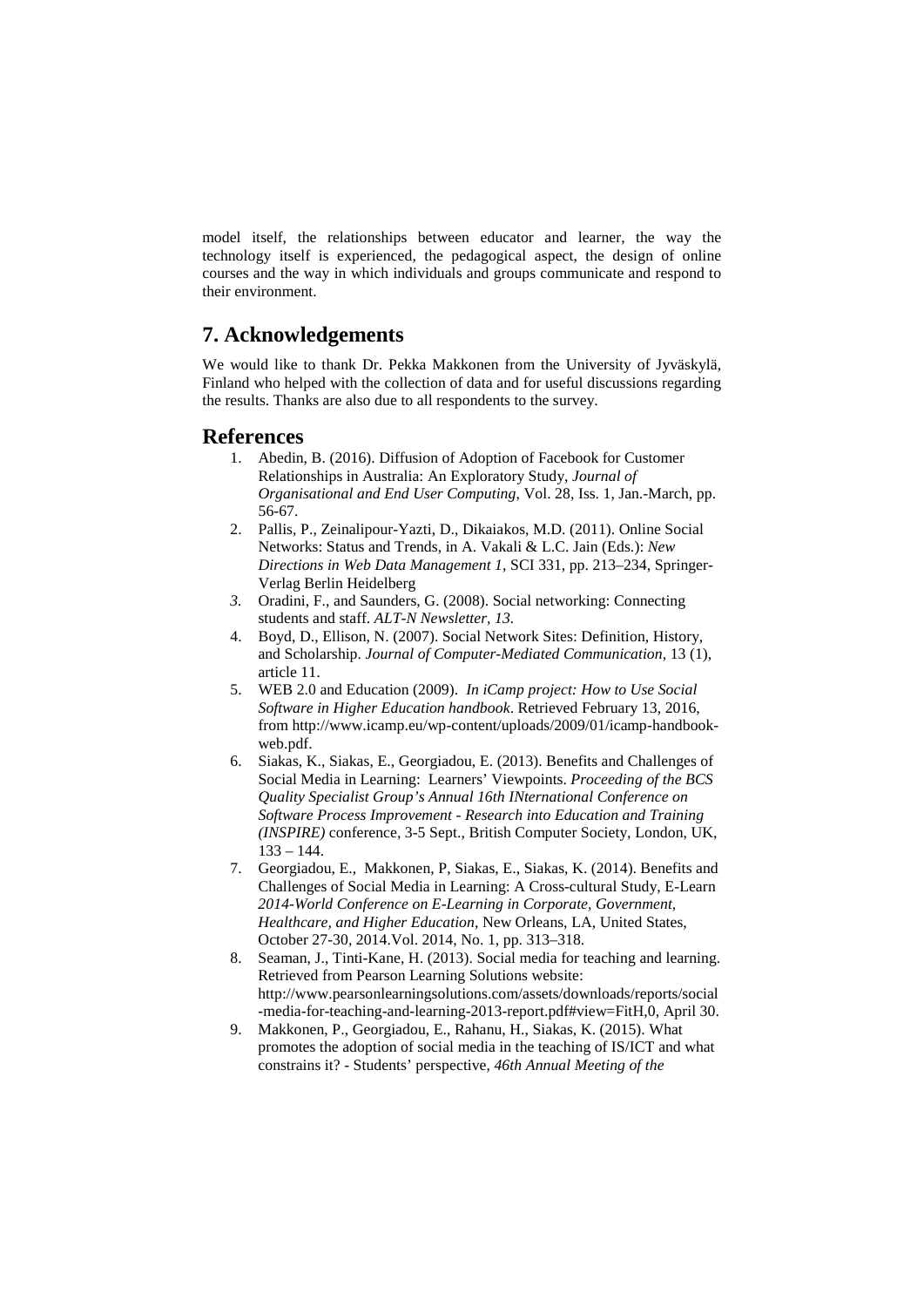model itself, the relationships between educator and learner, the way the technology itself is experienced, the pedagogical aspect, the design of online courses and the way in which individuals and groups communicate and respond to their environment.

## 7. Acknowledgements

We would like to thank Dr. Pekka Makkonen from the University of Jyväskylä, Finland who helped with the collection of data and for useful discussions regarding the results. Thanks are also due to all respondents to the survey.

## References

1. Abedin, B. (2016). Diffusion of Adoption of Facebook for Customer Relationships in Australia: An Exploratory Study, *Journal of Organisational and End User Computing*, Vol. 28, Iss. 1, Jan.-March, pp. 56-67.
2. Pallis, P., Zeinalipour-Yazti, D., Dikaiakos, M.D. (2011). Online Social Networks: Status and Trends, in A. Vakali & L.C. Jain (Eds.): *New Directions in Web Data Management 1*, SCI 331, pp. 213–234, Springer-Verlag Berlin Heidelberg
3. Oradini, F., and Saunders, G. (2008). Social networking: Connecting students and staff. *ALT-N Newsletter, 13*.
4. Boyd, D., Ellison, N. (2007). Social Network Sites: Definition, History, and Scholarship. *Journal of Computer-Mediated Communication,* 13 (1), article 11.
5. WEB 2.0 and Education (2009). *In iCamp project: How to Use Social Software in Higher Education handbook*. Retrieved February 13, 2016, from http://www.icamp.eu/wp-content/uploads/2009/01/icamp-handbook-web.pdf.
6. Siakas, K., Siakas, E., Georgiadou, E. (2013). Benefits and Challenges of Social Media in Learning: Learners' Viewpoints. *Proceeding of the BCS Quality Specialist Group's Annual 16th INternational Conference on Software Process Improvement - Research into Education and Training (INSPIRE)* conference, 3-5 Sept., British Computer Society, London, UK, 133 – 144.
7. Georgiadou, E., Makkonen, P, Siakas, E., Siakas, K. (2014). Benefits and Challenges of Social Media in Learning: A Cross-cultural Study, E-Learn *2014-World Conference on E-Learning in Corporate, Government, Healthcare, and Higher Education*, New Orleans, LA, United States, October 27-30, 2014.Vol. 2014, No. 1, pp. 313–318.
8. Seaman, J., Tinti-Kane, H. (2013). Social media for teaching and learning. Retrieved from Pearson Learning Solutions website: http://www.pearsonlearningsolutions.com/assets/downloads/reports/social-media-for-teaching-and-learning-2013-report.pdf#view=FitH,0, April 30.
9. Makkonen, P., Georgiadou, E., Rahanu, H., Siakas, K. (2015). What promotes the adoption of social media in the teaching of IS/ICT and what constrains it? - Students' perspective, *46th Annual Meeting of the*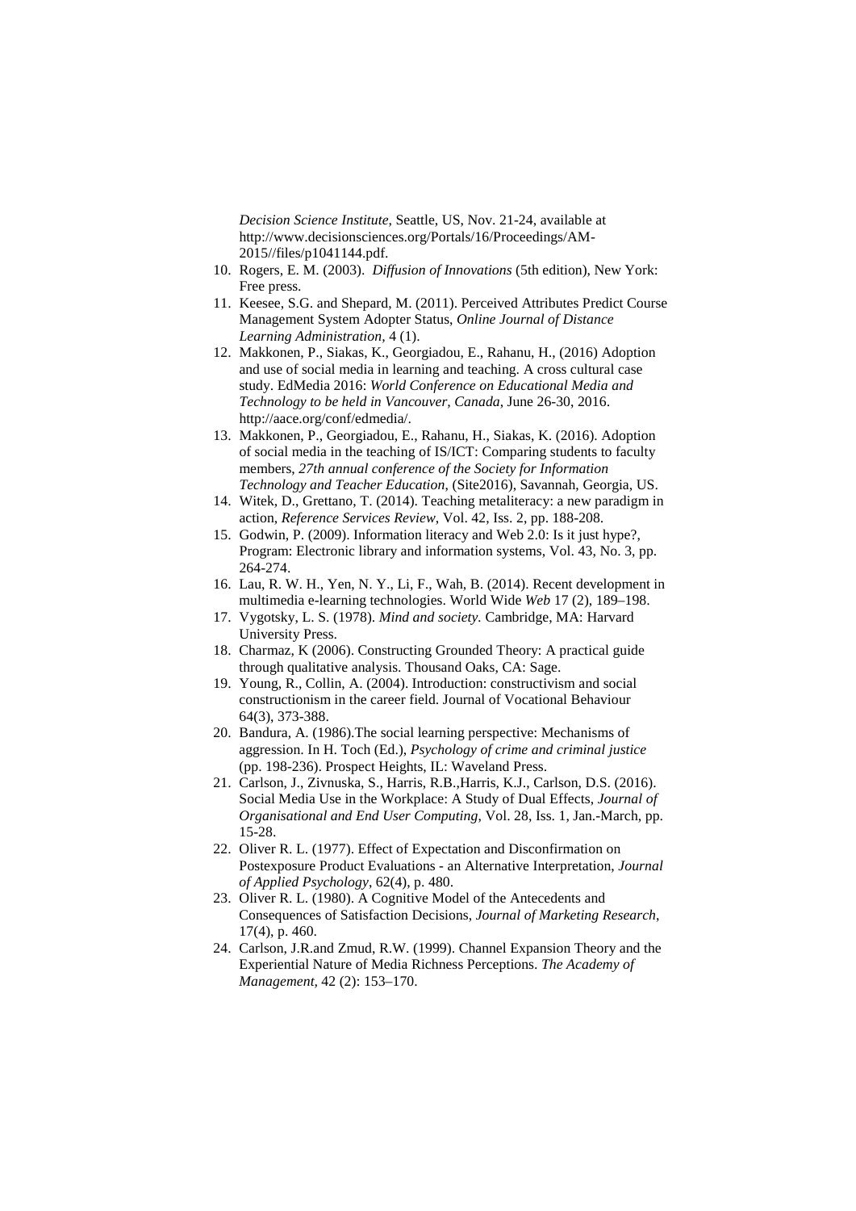*Decision Science Institute*, Seattle, US, Nov. 21-24, available at http://www.decisionsciences.org/Portals/16/Proceedings/AM-2015//files/p1041144.pdf.

10. Rogers, E. M. (2003). *Diffusion of Innovations* (5th edition), New York: Free press.
11. Keesee, S.G. and Shepard, M. (2011). Perceived Attributes Predict Course Management System Adopter Status, *Online Journal of Distance Learning Administration*, 4 (1).
12. Makkonen, P., Siakas, K., Georgiadou, E., Rahanu, H., (2016) Adoption and use of social media in learning and teaching. A cross cultural case study. EdMedia 2016: *World Conference on Educational Media and Technology to be held in Vancouver, Canada*, June 26-30, 2016. http://aace.org/conf/edmedia/.
13. Makkonen, P., Georgiadou, E., Rahanu, H., Siakas, K. (2016). Adoption of social media in the teaching of IS/ICT: Comparing students to faculty members, *27th annual conference of the Society for Information Technology and Teacher Education*, (Site2016), Savannah, Georgia, US.
14. Witek, D., Grettano, T. (2014). Teaching metaliteracy: a new paradigm in action, *Reference Services Review*, Vol. 42, Iss. 2, pp. 188-208.
15. Godwin, P. (2009). Information literacy and Web 2.0: Is it just hype?, Program: Electronic library and information systems, Vol. 43, No. 3, pp. 264-274.
16. Lau, R. W. H., Yen, N. Y., Li, F., Wah, B. (2014). Recent development in multimedia e-learning technologies. World Wide *Web* 17 (2), 189–198.
17. Vygotsky, L. S. (1978). *Mind and society*. Cambridge, MA: Harvard University Press.
18. Charmaz, K (2006). Constructing Grounded Theory: A practical guide through qualitative analysis. Thousand Oaks, CA: Sage.
19. Young, R., Collin, A. (2004). Introduction: constructivism and social constructionism in the career field. Journal of Vocational Behaviour 64(3), 373-388.
20. Bandura, A. (1986).The social learning perspective: Mechanisms of aggression. In H. Toch (Ed.), *Psychology of crime and criminal justice* (pp. 198-236). Prospect Heights, IL: Waveland Press.
21. Carlson, J., Zivnuska, S., Harris, R.B.,Harris, K.J., Carlson, D.S. (2016). Social Media Use in the Workplace: A Study of Dual Effects, *Journal of Organisational and End User Computing*, Vol. 28, Iss. 1, Jan.-March, pp. 15-28.
22. Oliver R. L. (1977). Effect of Expectation and Disconfirmation on Postexposure Product Evaluations - an Alternative Interpretation, *Journal of Applied Psychology*, 62(4), p. 480.
23. Oliver R. L. (1980). A Cognitive Model of the Antecedents and Consequences of Satisfaction Decisions, *Journal of Marketing Research*, 17(4), p. 460.
24. Carlson, J.R.and Zmud, R.W. (1999). Channel Expansion Theory and the Experiential Nature of Media Richness Perceptions. *The Academy of Management*, 42 (2): 153–170.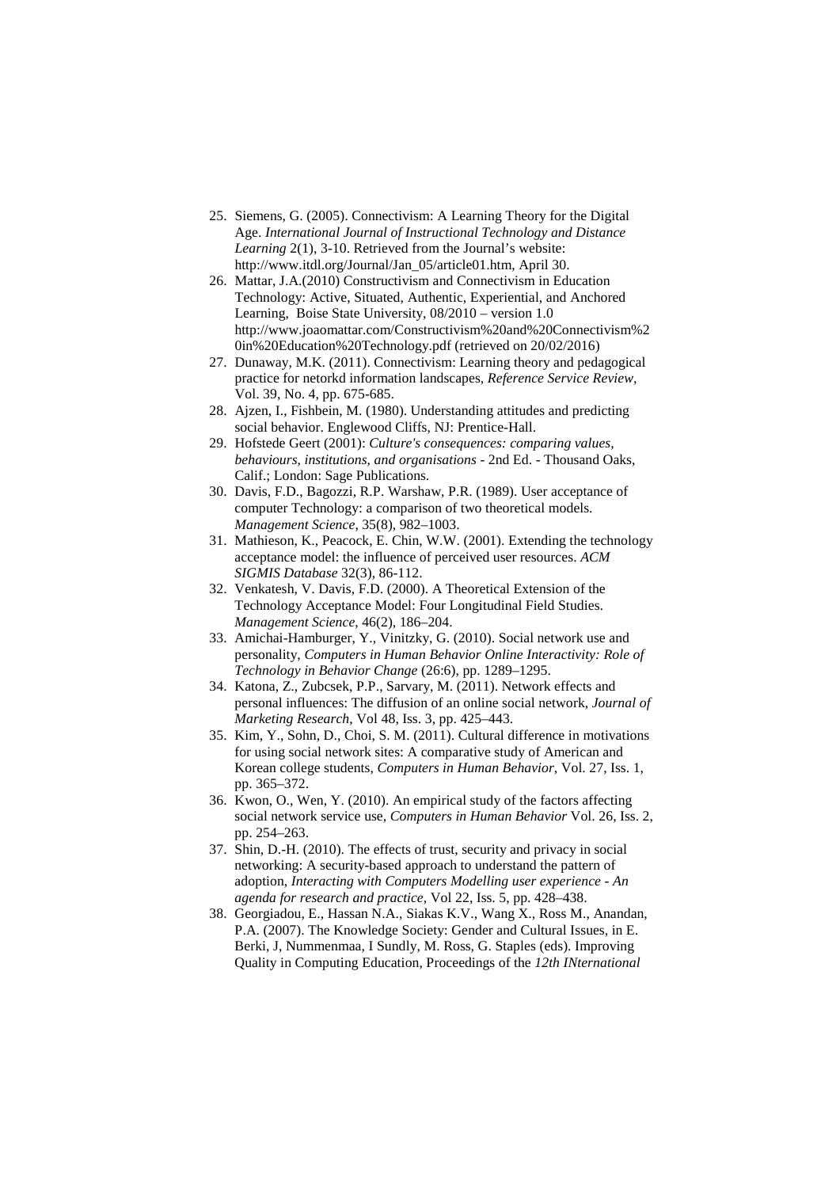25. Siemens, G. (2005). Connectivism: A Learning Theory for the Digital Age. *International Journal of Instructional Technology and Distance Learning* 2(1), 3-10. Retrieved from the Journal's website: http://www.itdl.org/Journal/Jan_05/article01.htm, April 30.
26. Mattar, J.A.(2010) Constructivism and Connectivism in Education Technology: Active, Situated, Authentic, Experiential, and Anchored Learning, Boise State University, 08/2010 – version 1.0 http://www.joaomattar.com/Constructivism%20and%20Connectivism%20in%20Education%20Technology.pdf (retrieved on 20/02/2016)
27. Dunaway, M.K. (2011). Connectivism: Learning theory and pedagogical practice for netorkd information landscapes, *Reference Service Review*, Vol. 39, No. 4, pp. 675-685.
28. Ajzen, I., Fishbein, M. (1980). Understanding attitudes and predicting social behavior. Englewood Cliffs, NJ: Prentice-Hall.
29. Hofstede Geert (2001): *Culture's consequences: comparing values, behaviours, institutions, and organisations* - 2nd Ed. - Thousand Oaks, Calif.; London: Sage Publications.
30. Davis, F.D., Bagozzi, R.P. Warshaw, P.R. (1989). User acceptance of computer Technology: a comparison of two theoretical models. *Management Science*, 35(8), 982–1003.
31. Mathieson, K., Peacock, E. Chin, W.W. (2001). Extending the technology acceptance model: the influence of perceived user resources. *ACM SIGMIS Database* 32(3), 86-112.
32. Venkatesh, V. Davis, F.D. (2000). A Theoretical Extension of the Technology Acceptance Model: Four Longitudinal Field Studies. *Management Science*, 46(2), 186–204.
33. Amichai-Hamburger, Y., Vinitzky, G. (2010). Social network use and personality, *Computers in Human Behavior Online Interactivity: Role of Technology in Behavior Change* (26:6), pp. 1289–1295.
34. Katona, Z., Zubcsek, P.P., Sarvary, M. (2011). Network effects and personal influences: The diffusion of an online social network, *Journal of Marketing Research*, Vol 48, Iss. 3, pp. 425–443.
35. Kim, Y., Sohn, D., Choi, S. M. (2011). Cultural difference in motivations for using social network sites: A comparative study of American and Korean college students, *Computers in Human Behavior*, Vol. 27, Iss. 1, pp. 365–372.
36. Kwon, O., Wen, Y. (2010). An empirical study of the factors affecting social network service use, *Computers in Human Behavior* Vol. 26, Iss. 2, pp. 254–263.
37. Shin, D.-H. (2010). The effects of trust, security and privacy in social networking: A security-based approach to understand the pattern of adoption, *Interacting with Computers Modelling user experience - An agenda for research and practice*, Vol 22, Iss. 5, pp. 428–438.
38. Georgiadou, E., Hassan N.A., Siakas K.V., Wang X., Ross M., Anandan, P.A. (2007). The Knowledge Society: Gender and Cultural Issues, in E. Berki, J, Nummenmaa, I Sundly, M. Ross, G. Staples (eds). Improving Quality in Computing Education, Proceedings of the *12th INternational*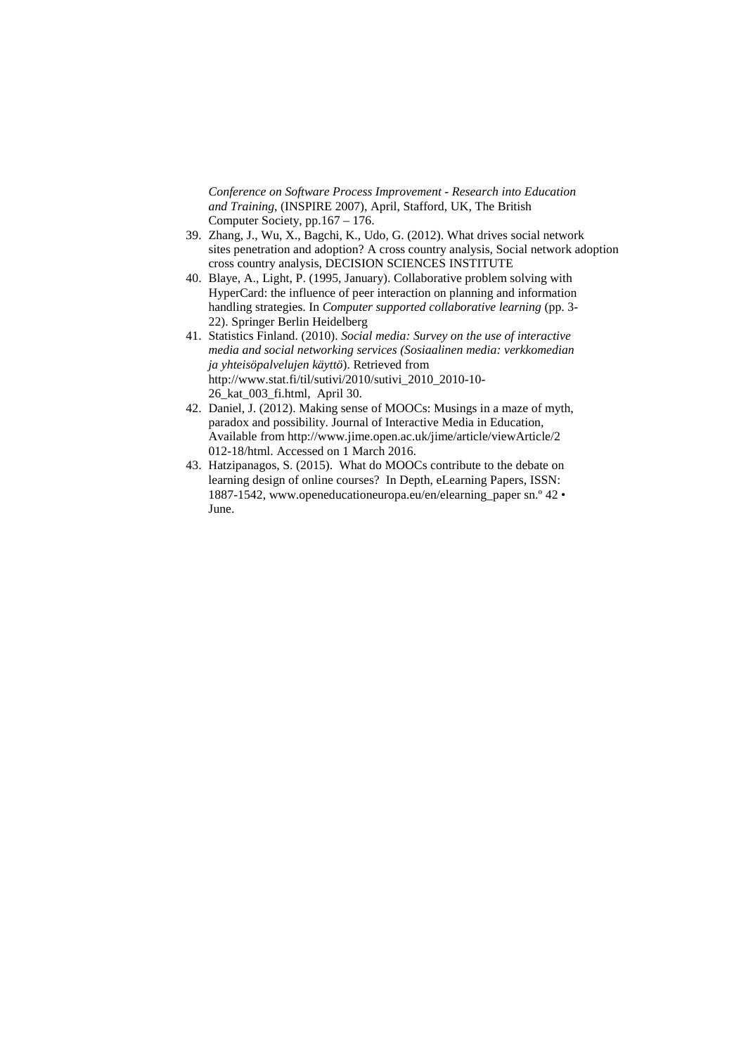*Conference on Software Process Improvement - Research into Education and Training*, (INSPIRE 2007), April, Stafford, UK, The British Computer Society, pp.167 – 176.

39. Zhang, J., Wu, X., Bagchi, K., Udo, G. (2012). What drives social network sites penetration and adoption? A cross country analysis, Social network adoption cross country analysis, DECISION SCIENCES INSTITUTE
40. Blaye, A., Light, P. (1995, January). Collaborative problem solving with HyperCard: the influence of peer interaction on planning and information handling strategies. In *Computer supported collaborative learning* (pp. 3-22). Springer Berlin Heidelberg
41. Statistics Finland. (2010). *Social media: Survey on the use of interactive media and social networking services (Sosiaalinen media: verkkomedian ja yhteisöpalvelujen käyttö*). Retrieved from http://www.stat.fi/til/sutivi/2010/sutivi_2010_2010-10-26_kat_003_fi.html, April 30.
42. Daniel, J. (2012). Making sense of MOOCs: Musings in a maze of myth, paradox and possibility. Journal of Interactive Media in Education, Available from http://www.jime.open.ac.uk/jime/article/viewArticle/2012-18/html. Accessed on 1 March 2016.
43. Hatzipanagos, S. (2015). What do MOOCs contribute to the debate on learning design of online courses? In Depth, eLearning Papers, ISSN: 1887-1542, www.openeducationeuropa.eu/en/elearning_paper sn.º 42 • June.